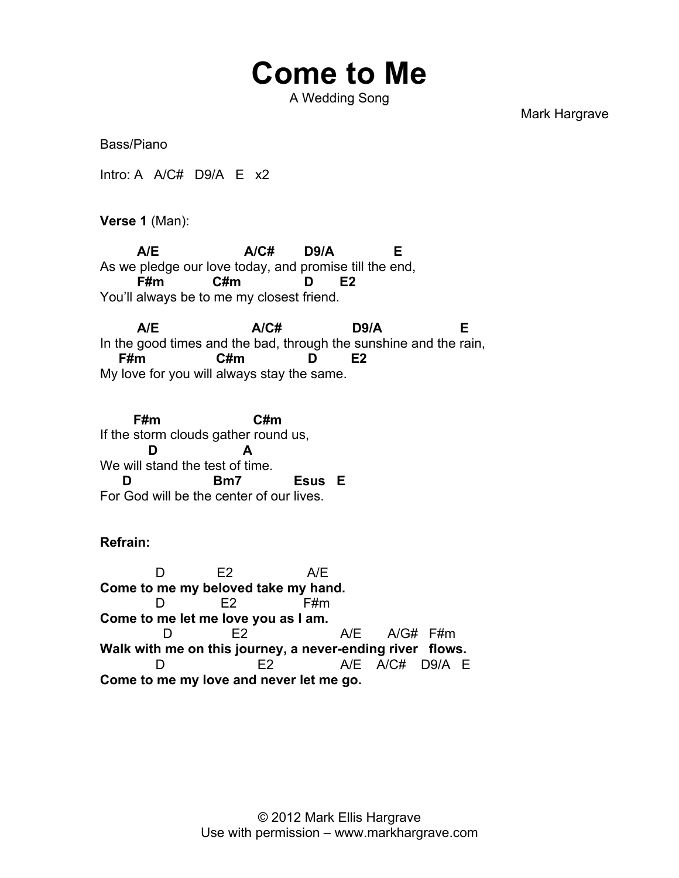# Come to Me

A Wedding Song

Mark Hargrave

Bass/Piano

Intro: A   A/C#   D9/A   E   x2

**Verse 1** (Man):

```
       A/E                  A/C#      D9/A           E
As we pledge our love today, and promise till the end,
       F#m          C#m            D      E2
You'll always be to me my closest friend.

       A/E                   A/C#               D9/A               E
In the good times and the bad, through the sunshine and the rain,
    F#m             C#m             D       E2
My love for you will always stay the same.


      F#m                  C#m
If the storm clouds gather round us,
        D                A
We will stand the test of time.
     D               Bm7            Esus   E
For God will be the center of our lives.
```

**Refrain:**

```
           D           E2               A/E
Come to me my beloved take my hand.
           D          E2              F#m
Come to me let me love you as I am.
             D           E2                    A/E      A/G#   F#m
Walk with me on this journey, a never-ending river   flows.
           D                    E2              A/E    A/C#    D9/A   E
Come to me my love and never let me go.
```

© 2012 Mark Ellis Hargrave
Use with permission – www.markhargrave.com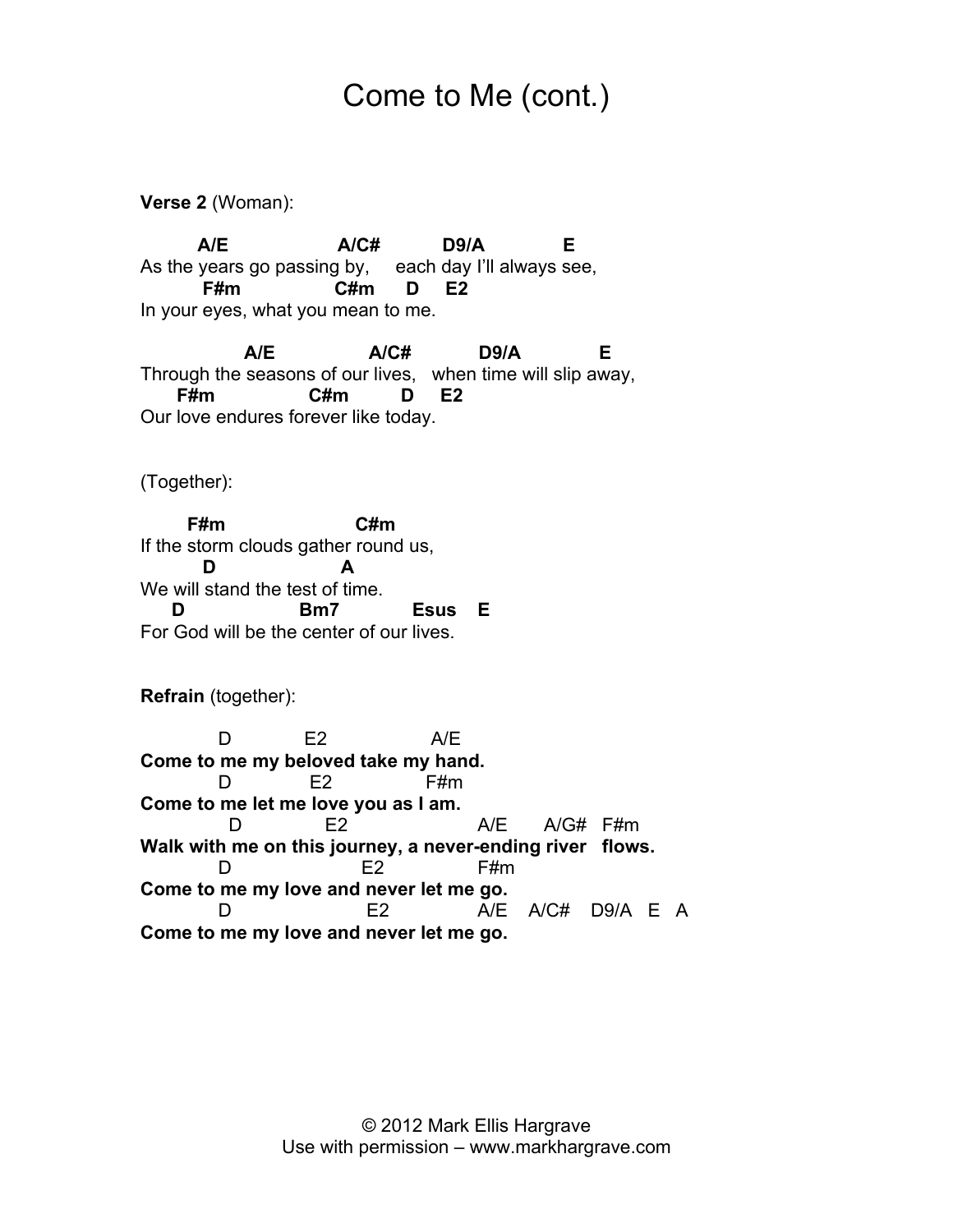# Come to Me (cont.)

**Verse 2** (Woman):

```
        A/E                A/C#        D9/A          E
As the years go passing by,     each day I'll always see,
         F#m              C#m     D    E2
In your eyes, what you mean to me.

                 A/E             A/C#          D9/A           E
Through the seasons of our lives,   when time will slip away,
       F#m              C#m       D     E2
Our love endures forever like today.
```

(Together):

```
       F#m                  C#m
If the storm clouds gather round us,
         D                A
We will stand the test of time.
     D               Bm7          Esus   E
For God will be the center of our lives.
```

**Refrain** (together):

```
           D          E2              A/E
Come to me my beloved take my hand.
           D          E2             F#m
Come to me let me love you as I am.
             D            E2                    A/E      A/G#   F#m
Walk with me on this journey, a never-ending river   flows.
           D                 E2            F#m
Come to me my love and never let me go.
           D                 E2            A/E    A/C#    D9/A   E   A
Come to me my love and never let me go.
```

© 2012 Mark Ellis Hargrave
Use with permission – www.markhargrave.com